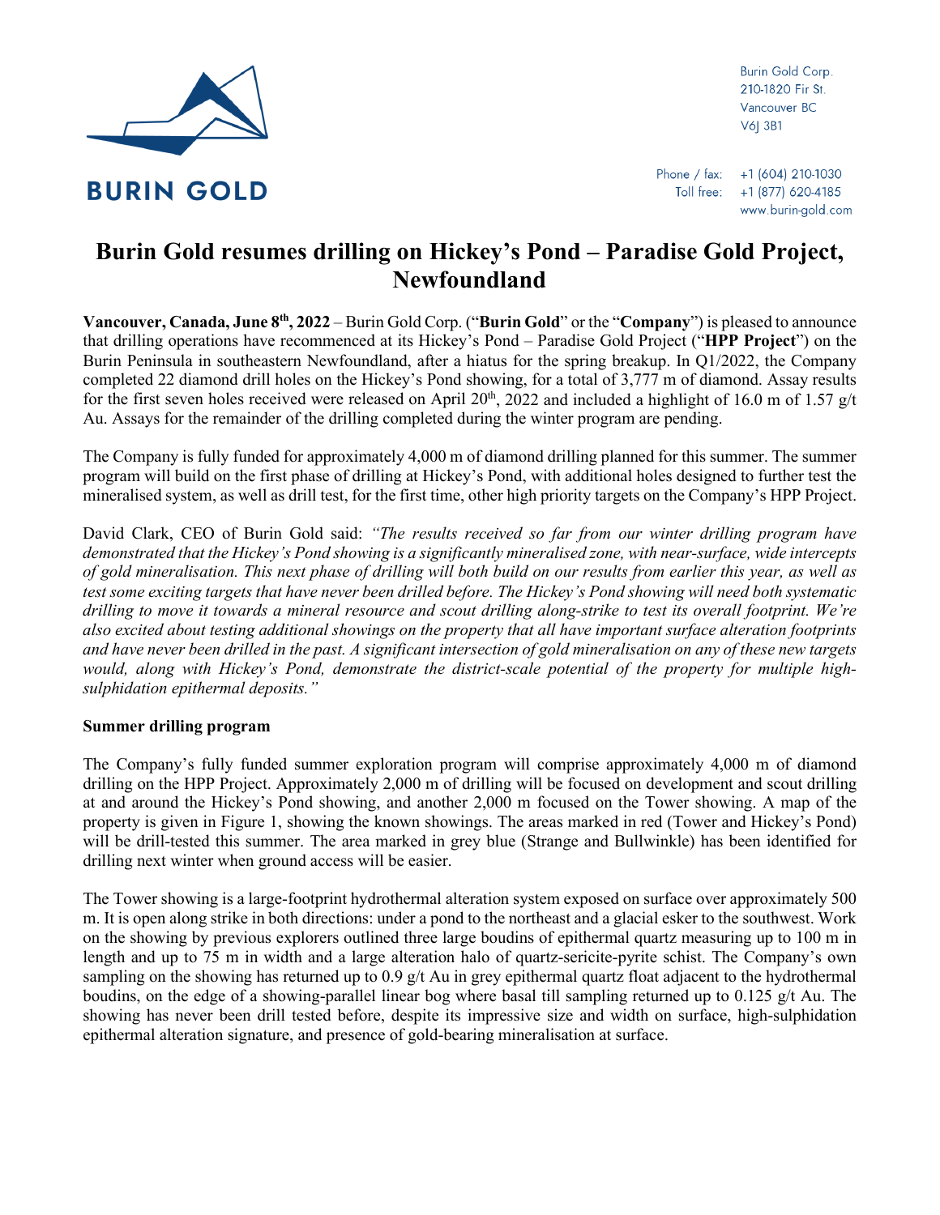BURIN GOLD

Burin Gold Corp.
210-1820 Fir St.
Vancouver BC
V6J 3B1

Phone / fax: +1 (604) 210-1030
Toll free: +1 (877) 620-4185
www.burin-gold.com

# Burin Gold resumes drilling on Hickey's Pond – Paradise Gold Project, Newfoundland

**Vancouver, Canada, June 8th, 2022** – Burin Gold Corp. ("**Burin Gold**" or the "**Company**") is pleased to announce that drilling operations have recommenced at its Hickey's Pond – Paradise Gold Project ("**HPP Project**") on the Burin Peninsula in southeastern Newfoundland, after a hiatus for the spring breakup. In Q1/2022, the Company completed 22 diamond drill holes on the Hickey's Pond showing, for a total of 3,777 m of diamond. Assay results for the first seven holes received were released on April 20th, 2022 and included a highlight of 16.0 m of 1.57 g/t Au. Assays for the remainder of the drilling completed during the winter program are pending.

The Company is fully funded for approximately 4,000 m of diamond drilling planned for this summer. The summer program will build on the first phase of drilling at Hickey's Pond, with additional holes designed to further test the mineralised system, as well as drill test, for the first time, other high priority targets on the Company's HPP Project.

David Clark, CEO of Burin Gold said: *"The results received so far from our winter drilling program have demonstrated that the Hickey's Pond showing is a significantly mineralised zone, with near-surface, wide intercepts of gold mineralisation. This next phase of drilling will both build on our results from earlier this year, as well as test some exciting targets that have never been drilled before. The Hickey's Pond showing will need both systematic drilling to move it towards a mineral resource and scout drilling along-strike to test its overall footprint. We're also excited about testing additional showings on the property that all have important surface alteration footprints and have never been drilled in the past. A significant intersection of gold mineralisation on any of these new targets would, along with Hickey's Pond, demonstrate the district-scale potential of the property for multiple high-sulphidation epithermal deposits."*

**Summer drilling program**

The Company's fully funded summer exploration program will comprise approximately 4,000 m of diamond drilling on the HPP Project. Approximately 2,000 m of drilling will be focused on development and scout drilling at and around the Hickey's Pond showing, and another 2,000 m focused on the Tower showing. A map of the property is given in Figure 1, showing the known showings. The areas marked in red (Tower and Hickey's Pond) will be drill-tested this summer. The area marked in grey blue (Strange and Bullwinkle) has been identified for drilling next winter when ground access will be easier.

The Tower showing is a large-footprint hydrothermal alteration system exposed on surface over approximately 500 m. It is open along strike in both directions: under a pond to the northeast and a glacial esker to the southwest. Work on the showing by previous explorers outlined three large boudins of epithermal quartz measuring up to 100 m in length and up to 75 m in width and a large alteration halo of quartz-sericite-pyrite schist. The Company's own sampling on the showing has returned up to 0.9 g/t Au in grey epithermal quartz float adjacent to the hydrothermal boudins, on the edge of a showing-parallel linear bog where basal till sampling returned up to 0.125 g/t Au. The showing has never been drill tested before, despite its impressive size and width on surface, high-sulphidation epithermal alteration signature, and presence of gold-bearing mineralisation at surface.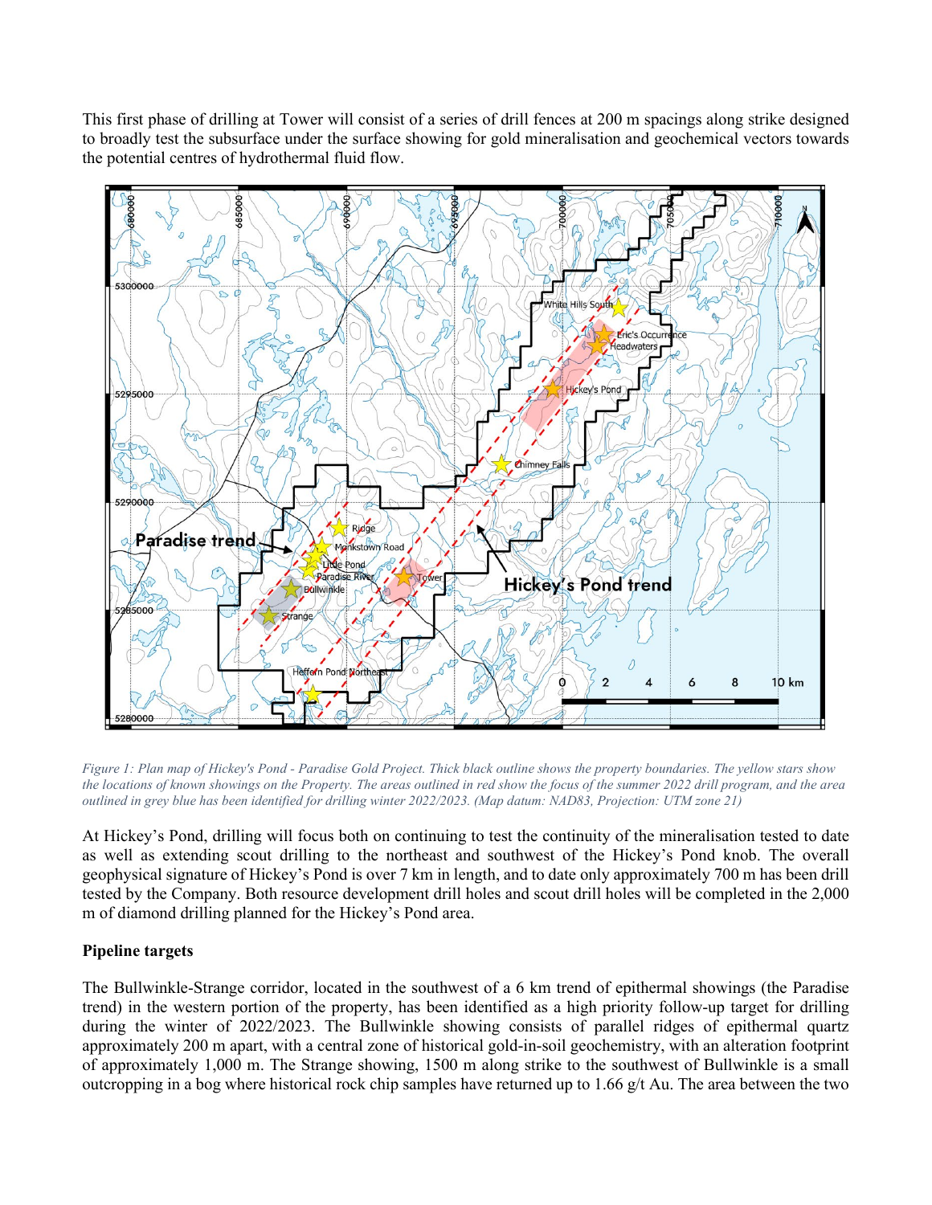This first phase of drilling at Tower will consist of a series of drill fences at 200 m spacings along strike designed to broadly test the subsurface under the surface showing for gold mineralisation and geochemical vectors towards the potential centres of hydrothermal fluid flow.

*Figure 1: Plan map of Hickey's Pond - Paradise Gold Project. Thick black outline shows the property boundaries. The yellow stars show the locations of known showings on the Property. The areas outlined in red show the focus of the summer 2022 drill program, and the area outlined in grey blue has been identified for drilling winter 2022/2023. (Map datum: NAD83, Projection: UTM zone 21)*

At Hickey's Pond, drilling will focus both on continuing to test the continuity of the mineralisation tested to date as well as extending scout drilling to the northeast and southwest of the Hickey's Pond knob. The overall geophysical signature of Hickey's Pond is over 7 km in length, and to date only approximately 700 m has been drill tested by the Company. Both resource development drill holes and scout drill holes will be completed in the 2,000 m of diamond drilling planned for the Hickey's Pond area.

**Pipeline targets**

The Bullwinkle-Strange corridor, located in the southwest of a 6 km trend of epithermal showings (the Paradise trend) in the western portion of the property, has been identified as a high priority follow-up target for drilling during the winter of 2022/2023. The Bullwinkle showing consists of parallel ridges of epithermal quartz approximately 200 m apart, with a central zone of historical gold-in-soil geochemistry, with an alteration footprint of approximately 1,000 m. The Strange showing, 1500 m along strike to the southwest of Bullwinkle is a small outcropping in a bog where historical rock chip samples have returned up to 1.66 g/t Au. The area between the two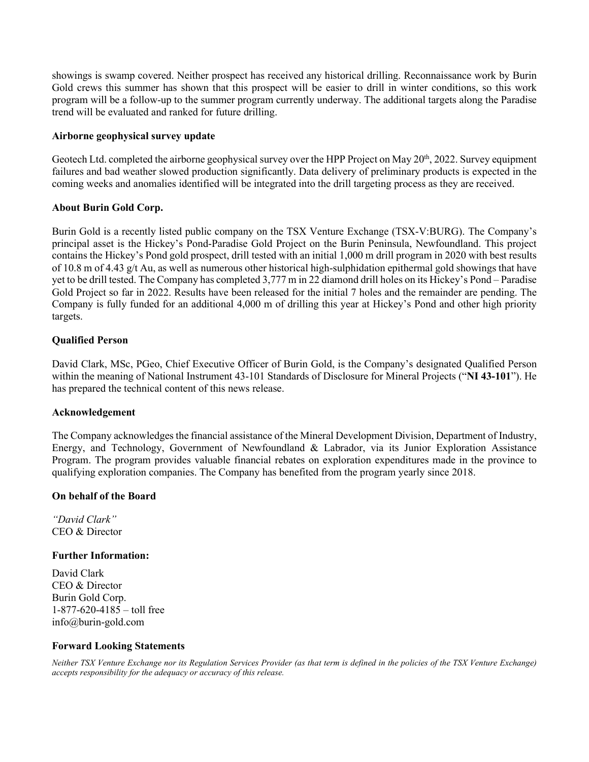showings is swamp covered. Neither prospect has received any historical drilling. Reconnaissance work by Burin Gold crews this summer has shown that this prospect will be easier to drill in winter conditions, so this work program will be a follow-up to the summer program currently underway. The additional targets along the Paradise trend will be evaluated and ranked for future drilling.

**Airborne geophysical survey update**

Geotech Ltd. completed the airborne geophysical survey over the HPP Project on May 20th, 2022. Survey equipment failures and bad weather slowed production significantly. Data delivery of preliminary products is expected in the coming weeks and anomalies identified will be integrated into the drill targeting process as they are received.

**About Burin Gold Corp.**

Burin Gold is a recently listed public company on the TSX Venture Exchange (TSX-V:BURG). The Company's principal asset is the Hickey's Pond-Paradise Gold Project on the Burin Peninsula, Newfoundland. This project contains the Hickey's Pond gold prospect, drill tested with an initial 1,000 m drill program in 2020 with best results of 10.8 m of 4.43 g/t Au, as well as numerous other historical high-sulphidation epithermal gold showings that have yet to be drill tested. The Company has completed 3,777 m in 22 diamond drill holes on its Hickey's Pond – Paradise Gold Project so far in 2022. Results have been released for the initial 7 holes and the remainder are pending. The Company is fully funded for an additional 4,000 m of drilling this year at Hickey's Pond and other high priority targets.

**Qualified Person**

David Clark, MSc, PGeo, Chief Executive Officer of Burin Gold, is the Company's designated Qualified Person within the meaning of National Instrument 43-101 Standards of Disclosure for Mineral Projects ("**NI 43-101**"). He has prepared the technical content of this news release.

**Acknowledgement**

The Company acknowledges the financial assistance of the Mineral Development Division, Department of Industry, Energy, and Technology, Government of Newfoundland & Labrador, via its Junior Exploration Assistance Program. The program provides valuable financial rebates on exploration expenditures made in the province to qualifying exploration companies. The Company has benefited from the program yearly since 2018.

**On behalf of the Board**

*"David Clark"*
CEO & Director

**Further Information:**

David Clark
CEO & Director
Burin Gold Corp.
1-877-620-4185 – toll free
info@burin-gold.com

**Forward Looking Statements**

*Neither TSX Venture Exchange nor its Regulation Services Provider (as that term is defined in the policies of the TSX Venture Exchange) accepts responsibility for the adequacy or accuracy of this release.*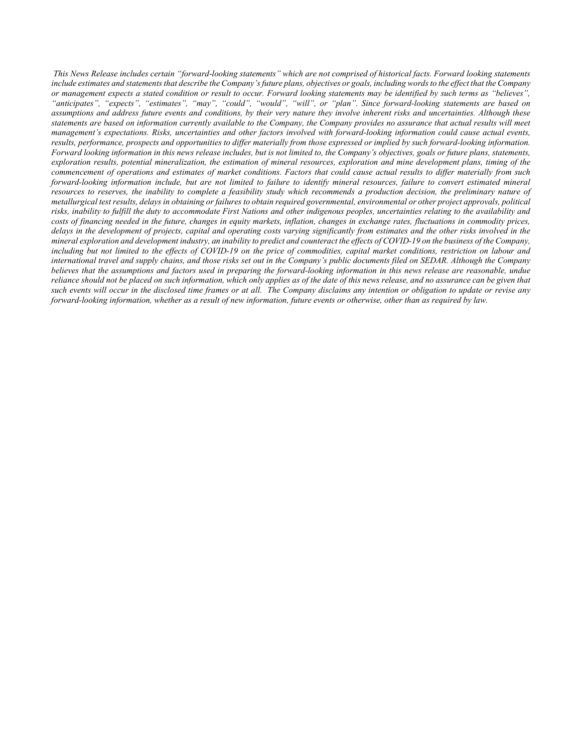*This News Release includes certain "forward-looking statements" which are not comprised of historical facts. Forward looking statements include estimates and statements that describe the Company's future plans, objectives or goals, including words to the effect that the Company or management expects a stated condition or result to occur. Forward looking statements may be identified by such terms as "believes", "anticipates", "expects", "estimates", "may", "could", "would", "will", or "plan". Since forward-looking statements are based on assumptions and address future events and conditions, by their very nature they involve inherent risks and uncertainties. Although these statements are based on information currently available to the Company, the Company provides no assurance that actual results will meet management's expectations. Risks, uncertainties and other factors involved with forward-looking information could cause actual events, results, performance, prospects and opportunities to differ materially from those expressed or implied by such forward-looking information. Forward looking information in this news release includes, but is not limited to, the Company's objectives, goals or future plans, statements, exploration results, potential mineralization, the estimation of mineral resources, exploration and mine development plans, timing of the commencement of operations and estimates of market conditions. Factors that could cause actual results to differ materially from such forward-looking information include, but are not limited to failure to identify mineral resources, failure to convert estimated mineral resources to reserves, the inability to complete a feasibility study which recommends a production decision, the preliminary nature of metallurgical test results, delays in obtaining or failures to obtain required governmental, environmental or other project approvals, political risks, inability to fulfill the duty to accommodate First Nations and other indigenous peoples, uncertainties relating to the availability and costs of financing needed in the future, changes in equity markets, inflation, changes in exchange rates, fluctuations in commodity prices, delays in the development of projects, capital and operating costs varying significantly from estimates and the other risks involved in the mineral exploration and development industry, an inability to predict and counteract the effects of COVID-19 on the business of the Company, including but not limited to the effects of COVID-19 on the price of commodities, capital market conditions, restriction on labour and international travel and supply chains, and those risks set out in the Company's public documents filed on SEDAR. Although the Company believes that the assumptions and factors used in preparing the forward-looking information in this news release are reasonable, undue reliance should not be placed on such information, which only applies as of the date of this news release, and no assurance can be given that such events will occur in the disclosed time frames or at all. The Company disclaims any intention or obligation to update or revise any forward-looking information, whether as a result of new information, future events or otherwise, other than as required by law.*